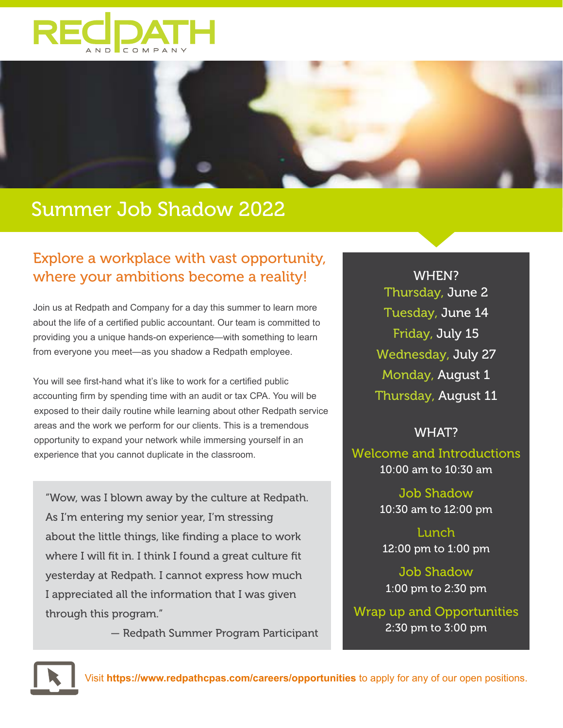# Redpath and Company

## Summer Job Shadow 2022

### Explore a workplace with vast opportunity, where your ambitions become a reality!

Join us at Redpath and Company for a day this summer to learn more about the life of a certified public accountant. Our team is committed to providing you a unique hands-on experience—with something to learn from everyone you meet—as you shadow a Redpath employee.

You will see first-hand what it's like to work for a certified public accounting firm by spending time with an audit or tax CPA. You will be exposed to their daily routine while learning about other Redpath service areas and the work we perform for our clients. This is a tremendous opportunity to expand your network while immersing yourself in an experience that you cannot duplicate in the classroom.

> "Wow, was I blown away by the culture at Redpath. As I'm entering my senior year, I'm stressing about the little things, like finding a place to work where I will fit in. I think I found a great culture fit yesterday at Redpath. I cannot express how much I appreciated all the information that I was given through this program."
>
> — Redpath Summer Program Participant

**WHEN?**

- Thursday, June 2
- Tuesday, June 14
- Friday, July 15
- Wednesday, July 27
- Monday, August 1
- Thursday, August 11

**WHAT?**

**Welcome and Introductions**
10:00 am to 10:30 am

**Job Shadow**
10:30 am to 12:00 pm

**Lunch**
12:00 pm to 1:00 pm

**Job Shadow**
1:00 pm to 2:30 pm

**Wrap up and Opportunities**
2:30 pm to 3:00 pm

Visit **https://www.redpathcpas.com/careers/opportunities** to apply for any of our open positions.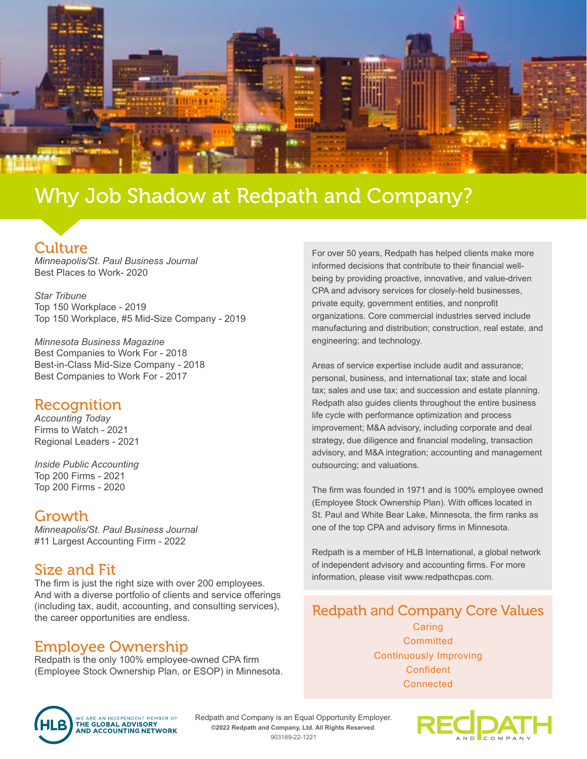# Why Job Shadow at Redpath and Company?

## Culture

*Minneapolis/St. Paul Business Journal*
Best Places to Work- 2020

*Star Tribune*
Top 150 Workplace - 2019
Top 150 Workplace, #5 Mid-Size Company - 2019

*Minnesota Business Magazine*
Best Companies to Work For - 2018
Best-in-Class Mid-Size Company - 2018
Best Companies to Work For - 2017

## Recognition

*Accounting Today*
Firms to Watch - 2021
Regional Leaders - 2021

*Inside Public Accounting*
Top 200 Firms - 2021
Top 200 Firms - 2020

## Growth

*Minneapolis/St. Paul Business Journal*
#11 Largest Accounting Firm - 2022

## Size and Fit

The firm is just the right size with over 200 employees. And with a diverse portfolio of clients and service offerings (including tax, audit, accounting, and consulting services), the career opportunities are endless.

## Employee Ownership

Redpath is the only 100% employee-owned CPA firm (Employee Stock Ownership Plan, or ESOP) in Minnesota.

For over 50 years, Redpath has helped clients make more informed decisions that contribute to their financial well-being by providing proactive, innovative, and value-driven CPA and advisory services for closely-held businesses, private equity, government entities, and nonprofit organizations. Core commercial industries served include manufacturing and distribution; construction, real estate, and engineering; and technology.

Areas of service expertise include audit and assurance; personal, business, and international tax; state and local tax; sales and use tax; and succession and estate planning. Redpath also guides clients throughout the entire business life cycle with performance optimization and process improvement; M&A advisory, including corporate and deal strategy, due diligence and financial modeling, transaction advisory, and M&A integration; accounting and management outsourcing; and valuations.

The firm was founded in 1971 and is 100% employee owned (Employee Stock Ownership Plan). With offices located in St. Paul and White Bear Lake, Minnesota, the firm ranks as one of the top CPA and advisory firms in Minnesota.

Redpath is a member of HLB International, a global network of independent advisory and accounting firms. For more information, please visit www.redpathcpas.com.

## Redpath and Company Core Values

Caring
Committed
Continuously Improving
Confident
Connected

HLB — WE ARE AN INDEPENDENT MEMBER OF THE GLOBAL ADVISORY AND ACCOUNTING NETWORK

Redpath and Company is an Equal Opportunity Employer.
**©2022 Redpath and Company, Ltd. All Rights Reserved**.
903189-22-1221

REDPATH AND COMPANY